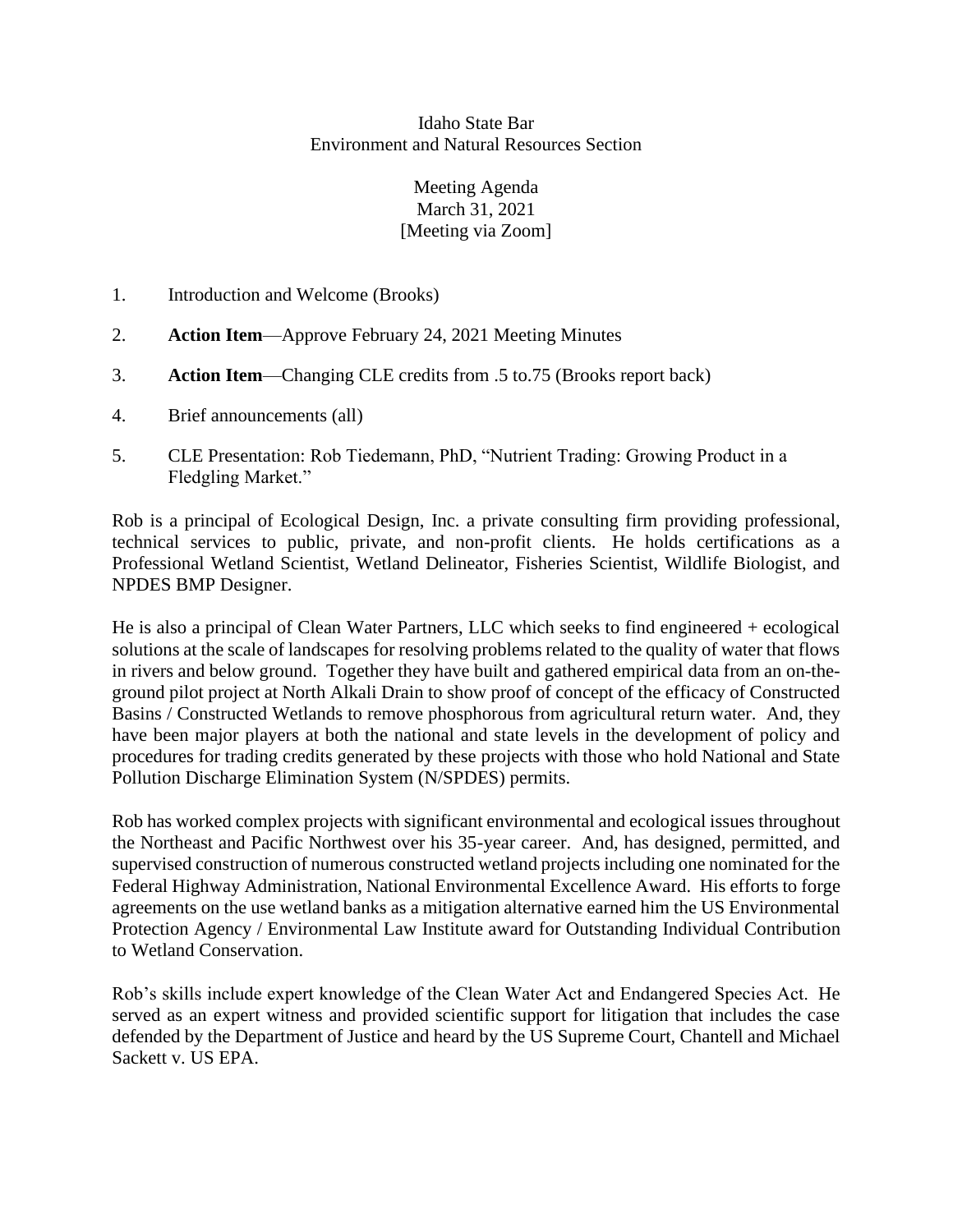Idaho State Bar
Environment and Natural Resources Section

Meeting Agenda
March 31, 2021
[Meeting via Zoom]

1. Introduction and Welcome (Brooks)

2. **Action Item**—Approve February 24, 2021 Meeting Minutes

3. **Action Item**—Changing CLE credits from .5 to.75 (Brooks report back)

4. Brief announcements (all)

5. CLE Presentation: Rob Tiedemann, PhD, "Nutrient Trading: Growing Product in a Fledgling Market."

Rob is a principal of Ecological Design, Inc. a private consulting firm providing professional, technical services to public, private, and non-profit clients. He holds certifications as a Professional Wetland Scientist, Wetland Delineator, Fisheries Scientist, Wildlife Biologist, and NPDES BMP Designer.

He is also a principal of Clean Water Partners, LLC which seeks to find engineered + ecological solutions at the scale of landscapes for resolving problems related to the quality of water that flows in rivers and below ground. Together they have built and gathered empirical data from an on-the-ground pilot project at North Alkali Drain to show proof of concept of the efficacy of Constructed Basins / Constructed Wetlands to remove phosphorous from agricultural return water. And, they have been major players at both the national and state levels in the development of policy and procedures for trading credits generated by these projects with those who hold National and State Pollution Discharge Elimination System (N/SPDES) permits.

Rob has worked complex projects with significant environmental and ecological issues throughout the Northeast and Pacific Northwest over his 35-year career. And, has designed, permitted, and supervised construction of numerous constructed wetland projects including one nominated for the Federal Highway Administration, National Environmental Excellence Award. His efforts to forge agreements on the use wetland banks as a mitigation alternative earned him the US Environmental Protection Agency / Environmental Law Institute award for Outstanding Individual Contribution to Wetland Conservation.

Rob's skills include expert knowledge of the Clean Water Act and Endangered Species Act. He served as an expert witness and provided scientific support for litigation that includes the case defended by the Department of Justice and heard by the US Supreme Court, Chantell and Michael Sackett v. US EPA.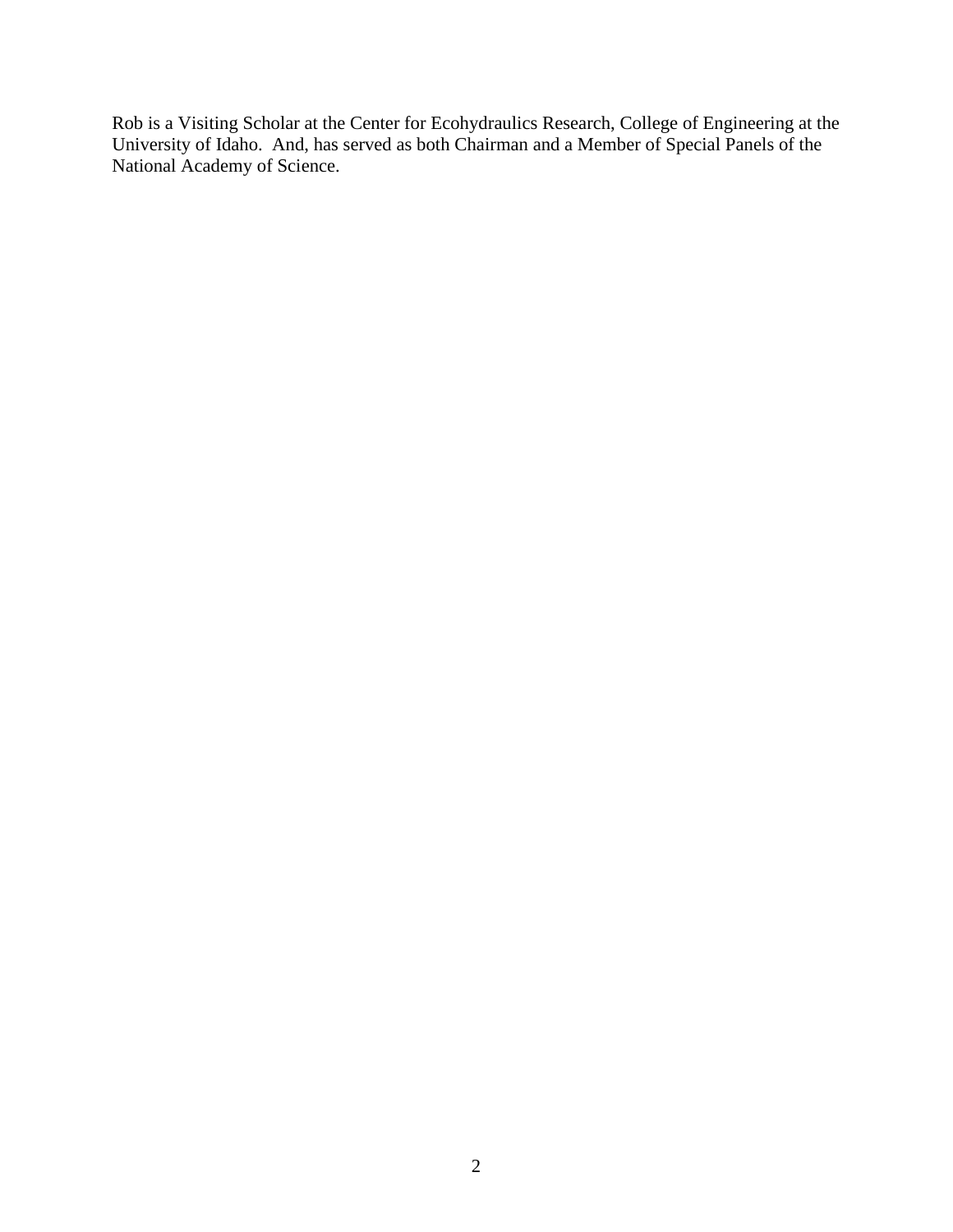Rob is a Visiting Scholar at the Center for Ecohydraulics Research, College of Engineering at the University of Idaho. And, has served as both Chairman and a Member of Special Panels of the National Academy of Science.